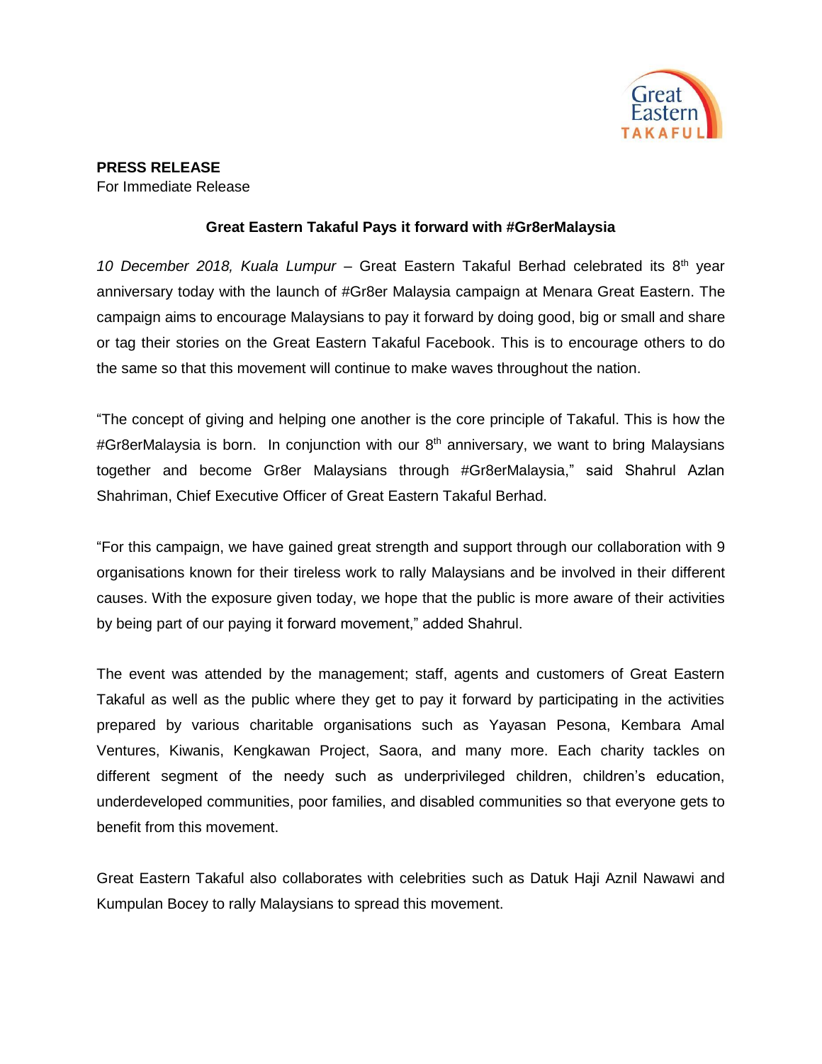**PRESS RELEASE**
For Immediate Release

**Great Eastern Takaful Pays it forward with #Gr8erMalaysia**

*10 December 2018, Kuala Lumpur* – Great Eastern Takaful Berhad celebrated its 8th year anniversary today with the launch of #Gr8er Malaysia campaign at Menara Great Eastern. The campaign aims to encourage Malaysians to pay it forward by doing good, big or small and share or tag their stories on the Great Eastern Takaful Facebook. This is to encourage others to do the same so that this movement will continue to make waves throughout the nation.

"The concept of giving and helping one another is the core principle of Takaful. This is how the #Gr8erMalaysia is born. In conjunction with our 8th anniversary, we want to bring Malaysians together and become Gr8er Malaysians through #Gr8erMalaysia," said Shahrul Azlan Shahriman, Chief Executive Officer of Great Eastern Takaful Berhad.

"For this campaign, we have gained great strength and support through our collaboration with 9 organisations known for their tireless work to rally Malaysians and be involved in their different causes. With the exposure given today, we hope that the public is more aware of their activities by being part of our paying it forward movement," added Shahrul.

The event was attended by the management; staff, agents and customers of Great Eastern Takaful as well as the public where they get to pay it forward by participating in the activities prepared by various charitable organisations such as Yayasan Pesona, Kembara Amal Ventures, Kiwanis, Kengkawan Project, Saora, and many more. Each charity tackles on different segment of the needy such as underprivileged children, children's education, underdeveloped communities, poor families, and disabled communities so that everyone gets to benefit from this movement.

Great Eastern Takaful also collaborates with celebrities such as Datuk Haji Aznil Nawawi and Kumpulan Bocey to rally Malaysians to spread this movement.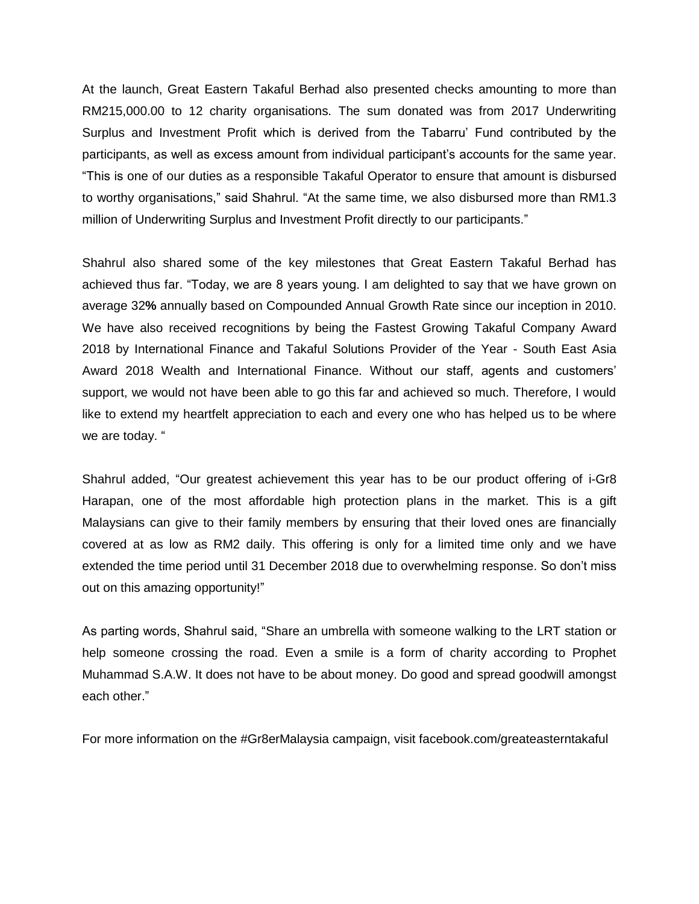At the launch, Great Eastern Takaful Berhad also presented checks amounting to more than RM215,000.00 to 12 charity organisations. The sum donated was from 2017 Underwriting Surplus and Investment Profit which is derived from the Tabarru' Fund contributed by the participants, as well as excess amount from individual participant's accounts for the same year. "This is one of our duties as a responsible Takaful Operator to ensure that amount is disbursed to worthy organisations," said Shahrul. "At the same time, we also disbursed more than RM1.3 million of Underwriting Surplus and Investment Profit directly to our participants."

Shahrul also shared some of the key milestones that Great Eastern Takaful Berhad has achieved thus far. "Today, we are 8 years young. I am delighted to say that we have grown on average 32**%** annually based on Compounded Annual Growth Rate since our inception in 2010. We have also received recognitions by being the Fastest Growing Takaful Company Award 2018 by International Finance and Takaful Solutions Provider of the Year - South East Asia Award 2018 Wealth and International Finance. Without our staff, agents and customers' support, we would not have been able to go this far and achieved so much. Therefore, I would like to extend my heartfelt appreciation to each and every one who has helped us to be where we are today. "

Shahrul added, "Our greatest achievement this year has to be our product offering of i-Gr8 Harapan, one of the most affordable high protection plans in the market. This is a gift Malaysians can give to their family members by ensuring that their loved ones are financially covered at as low as RM2 daily. This offering is only for a limited time only and we have extended the time period until 31 December 2018 due to overwhelming response. So don't miss out on this amazing opportunity!"

As parting words, Shahrul said, "Share an umbrella with someone walking to the LRT station or help someone crossing the road. Even a smile is a form of charity according to Prophet Muhammad S.A.W. It does not have to be about money. Do good and spread goodwill amongst each other."

For more information on the #Gr8erMalaysia campaign, visit facebook.com/greateasterntakaful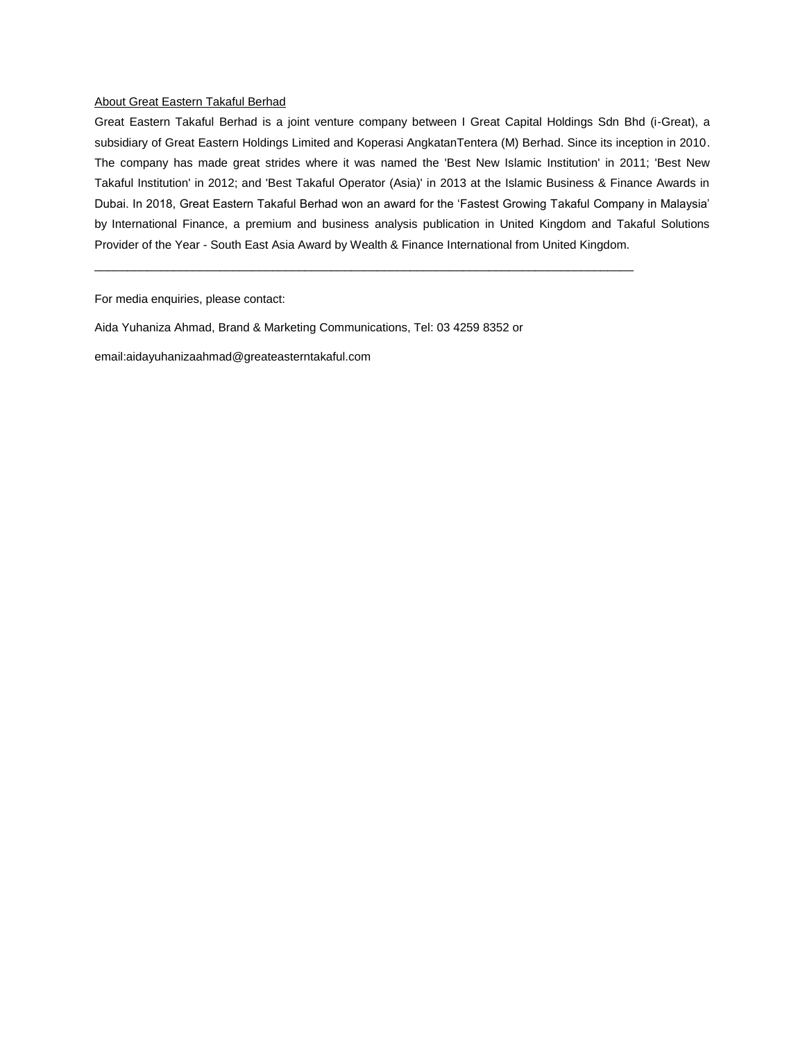About Great Eastern Takaful Berhad

Great Eastern Takaful Berhad is a joint venture company between I Great Capital Holdings Sdn Bhd (i-Great), a subsidiary of Great Eastern Holdings Limited and Koperasi AngkatanTentera (M) Berhad. Since its inception in 2010. The company has made great strides where it was named the 'Best New Islamic Institution' in 2011; 'Best New Takaful Institution' in 2012; and 'Best Takaful Operator (Asia)' in 2013 at the Islamic Business & Finance Awards in Dubai. In 2018, Great Eastern Takaful Berhad won an award for the 'Fastest Growing Takaful Company in Malaysia' by International Finance, a premium and business analysis publication in United Kingdom and Takaful Solutions Provider of the Year - South East Asia Award by Wealth & Finance International from United Kingdom.

---

For media enquiries, please contact:

Aida Yuhaniza Ahmad, Brand & Marketing Communications, Tel: 03 4259 8352 or

email:aidayuhanizaahmad@greateasterntakaful.com